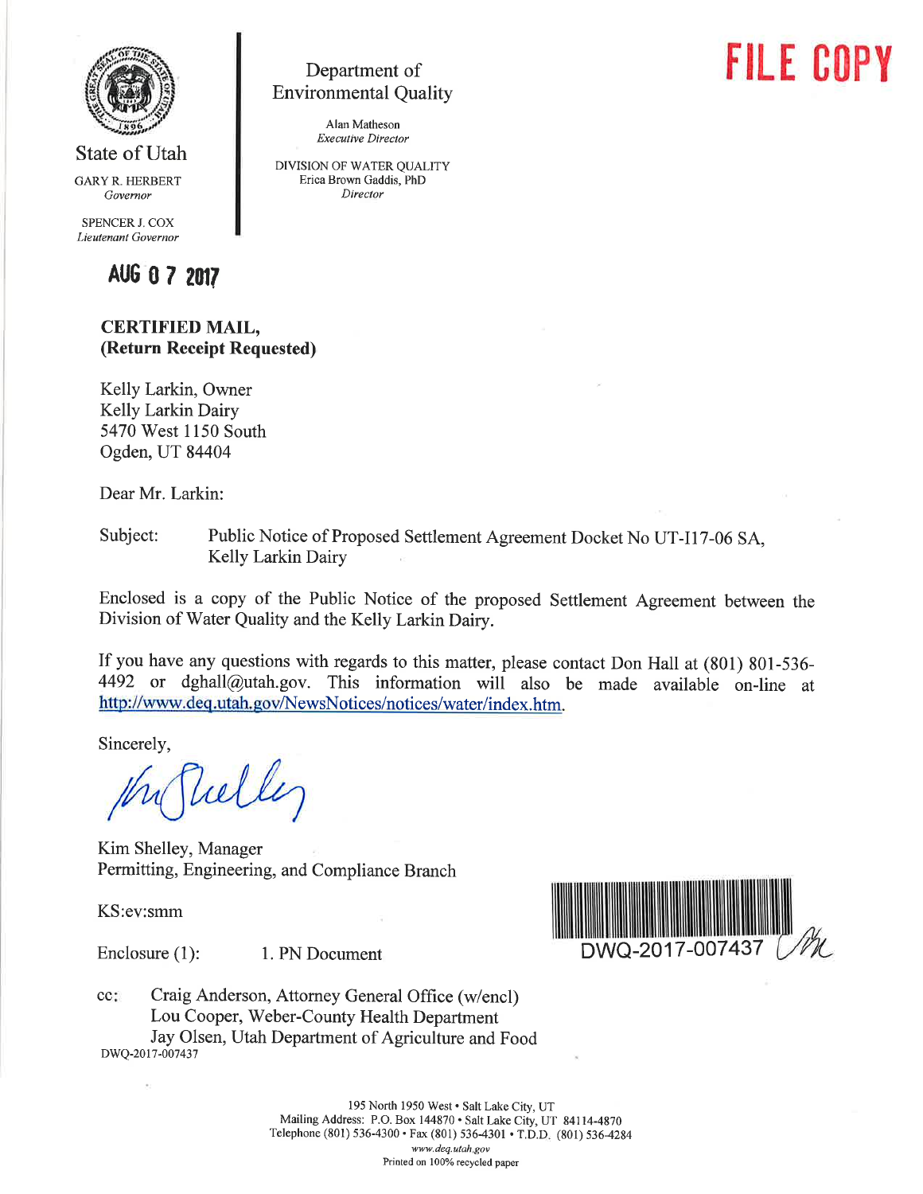State of Utah

GARY R. HERBERT
*Governor*

SPENCER J. COX
*Lieutenant Governor*

Department of Environmental Quality

Alan Matheson
*Executive Director*

DIVISION OF WATER QUALITY
Erica Brown Gaddis, PhD
*Director*

**FILE COPY**

**AUG 0 7 2017**

**CERTIFIED MAIL,**
**(Return Receipt Requested)**

Kelly Larkin, Owner
Kelly Larkin Dairy
5470 West 1150 South
Ogden, UT 84404

Dear Mr. Larkin:

Subject: Public Notice of Proposed Settlement Agreement Docket No UT-I17-06 SA, Kelly Larkin Dairy

Enclosed is a copy of the Public Notice of the proposed Settlement Agreement between the Division of Water Quality and the Kelly Larkin Dairy.

If you have any questions with regards to this matter, please contact Don Hall at (801) 801-536-4492 or dghall@utah.gov. This information will also be made available on-line at http://www.deq.utah.gov/NewsNotices/notices/water/index.htm.

Sincerely,

Kim Shelley, Manager
Permitting, Engineering, and Compliance Branch

KS:ev:smm

DWQ-2017-007437

Enclosure (1): 1. PN Document

cc: Craig Anderson, Attorney General Office (w/encl)
Lou Cooper, Weber-County Health Department
Jay Olsen, Utah Department of Agriculture and Food

DWQ-2017-007437

195 North 1950 West • Salt Lake City, UT
Mailing Address: P.O. Box 144870 • Salt Lake City, UT 84114-4870
Telephone (801) 536-4300 • Fax (801) 536-4301 • T.D.D. (801) 536-4284
*www.deq.utah.gov*
Printed on 100% recycled paper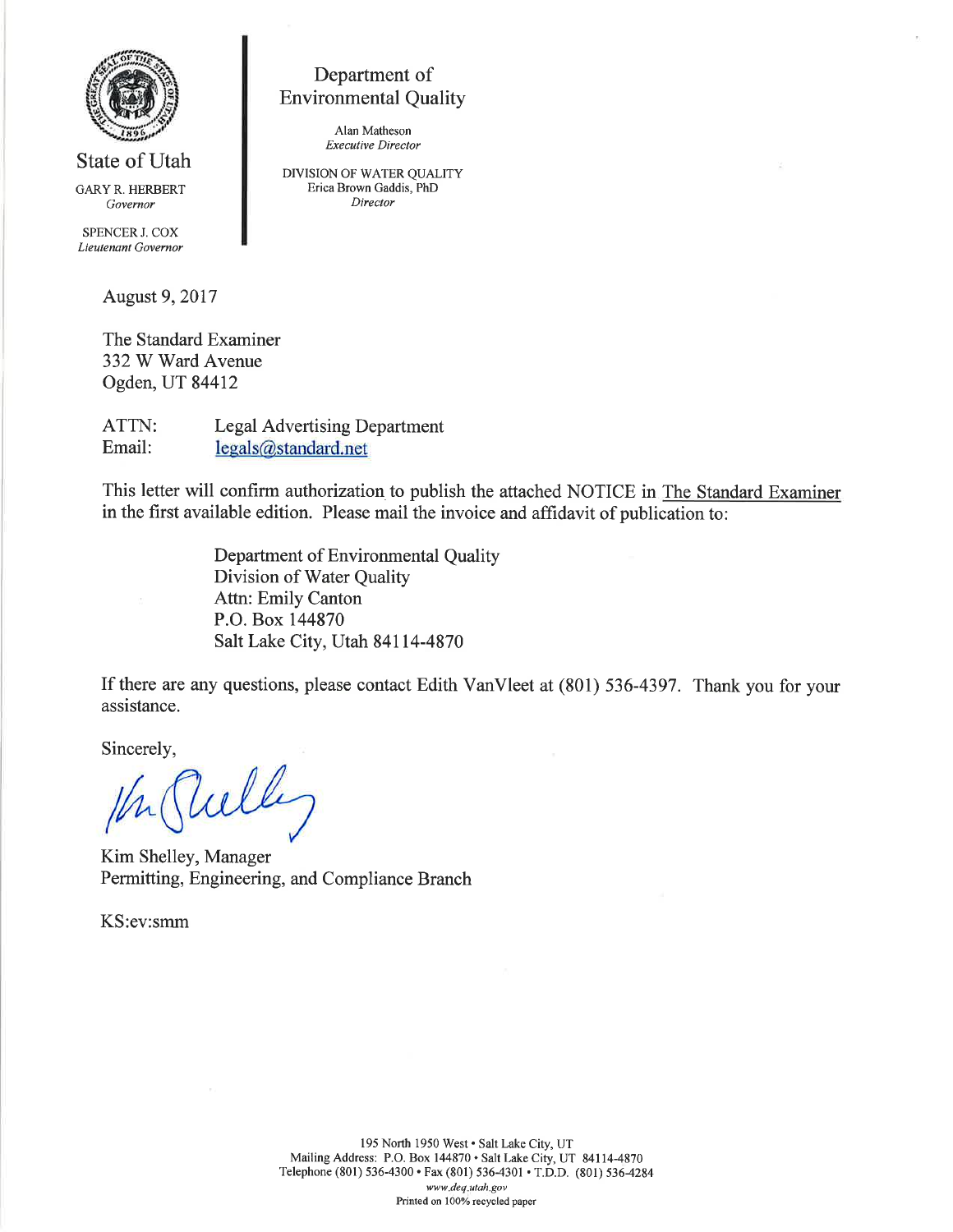State of Utah

GARY R. HERBERT
*Governor*

SPENCER J. COX
*Lieutenant Governor*

Department of
Environmental Quality

Alan Matheson
*Executive Director*

DIVISION OF WATER QUALITY
Erica Brown Gaddis, PhD
*Director*

August 9, 2017

The Standard Examiner
332 W Ward Avenue
Ogden, UT 84412

ATTN: Legal Advertising Department
Email: legals@standard.net

This letter will confirm authorization to publish the attached NOTICE in The Standard Examiner in the first available edition. Please mail the invoice and affidavit of publication to:

> Department of Environmental Quality
> Division of Water Quality
> Attn: Emily Canton
> P.O. Box 144870
> Salt Lake City, Utah 84114-4870

If there are any questions, please contact Edith VanVleet at (801) 536-4397. Thank you for your assistance.

Sincerely,

Kim Shelley, Manager
Permitting, Engineering, and Compliance Branch

KS:ev:smm

195 North 1950 West • Salt Lake City, UT
Mailing Address: P.O. Box 144870 • Salt Lake City, UT 84114-4870
Telephone (801) 536-4300 • Fax (801) 536-4301 • T.D.D. (801) 536-4284
*www.deq.utah.gov*
Printed on 100% recycled paper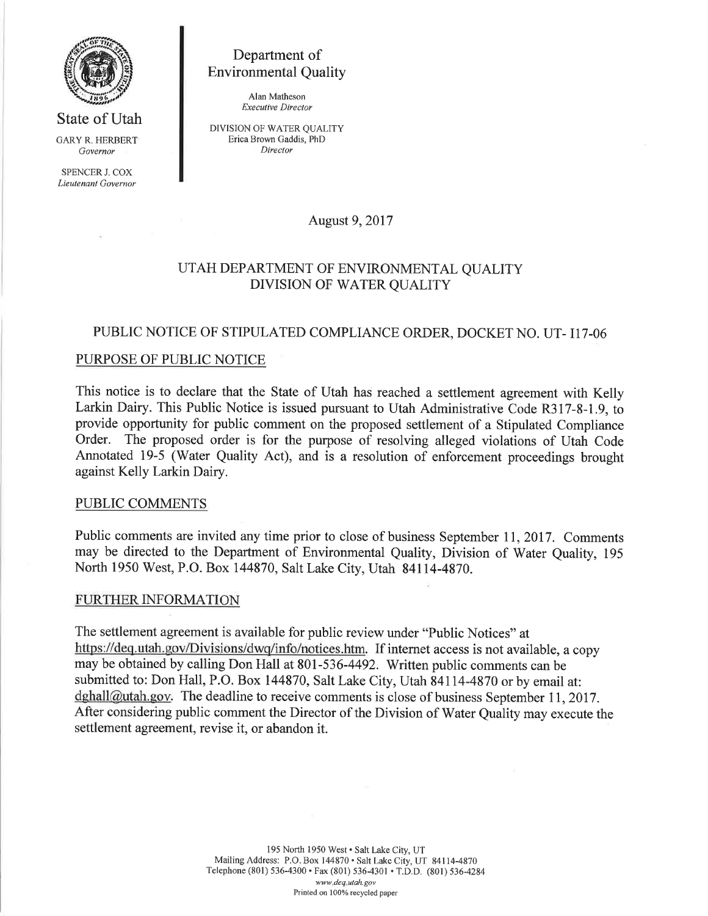State of Utah

GARY R. HERBERT
*Governor*

SPENCER J. COX
*Lieutenant Governor*

Department of Environmental Quality

Alan Matheson
*Executive Director*

DIVISION OF WATER QUALITY
Erica Brown Gaddis, PhD
*Director*

August 9, 2017

## UTAH DEPARTMENT OF ENVIRONMENTAL QUALITY DIVISION OF WATER QUALITY

## PUBLIC NOTICE OF STIPULATED COMPLIANCE ORDER, DOCKET NO. UT- I17-06

### PURPOSE OF PUBLIC NOTICE

This notice is to declare that the State of Utah has reached a settlement agreement with Kelly Larkin Dairy. This Public Notice is issued pursuant to Utah Administrative Code R317-8-1.9, to provide opportunity for public comment on the proposed settlement of a Stipulated Compliance Order. The proposed order is for the purpose of resolving alleged violations of Utah Code Annotated 19-5 (Water Quality Act), and is a resolution of enforcement proceedings brought against Kelly Larkin Dairy.

### PUBLIC COMMENTS

Public comments are invited any time prior to close of business September 11, 2017. Comments may be directed to the Department of Environmental Quality, Division of Water Quality, 195 North 1950 West, P.O. Box 144870, Salt Lake City, Utah 84114-4870.

### FURTHER INFORMATION

The settlement agreement is available for public review under "Public Notices" at https://deq.utah.gov/Divisions/dwq/info/notices.htm. If internet access is not available, a copy may be obtained by calling Don Hall at 801-536-4492. Written public comments can be submitted to: Don Hall, P.O. Box 144870, Salt Lake City, Utah 84114-4870 or by email at: dghall@utah.gov. The deadline to receive comments is close of business September 11, 2017. After considering public comment the Director of the Division of Water Quality may execute the settlement agreement, revise it, or abandon it.

195 North 1950 West • Salt Lake City, UT
Mailing Address: P.O. Box 144870 • Salt Lake City, UT 84114-4870
Telephone (801) 536-4300 • Fax (801) 536-4301 • T.D.D. (801) 536-4284
www.deq.utah.gov
Printed on 100% recycled paper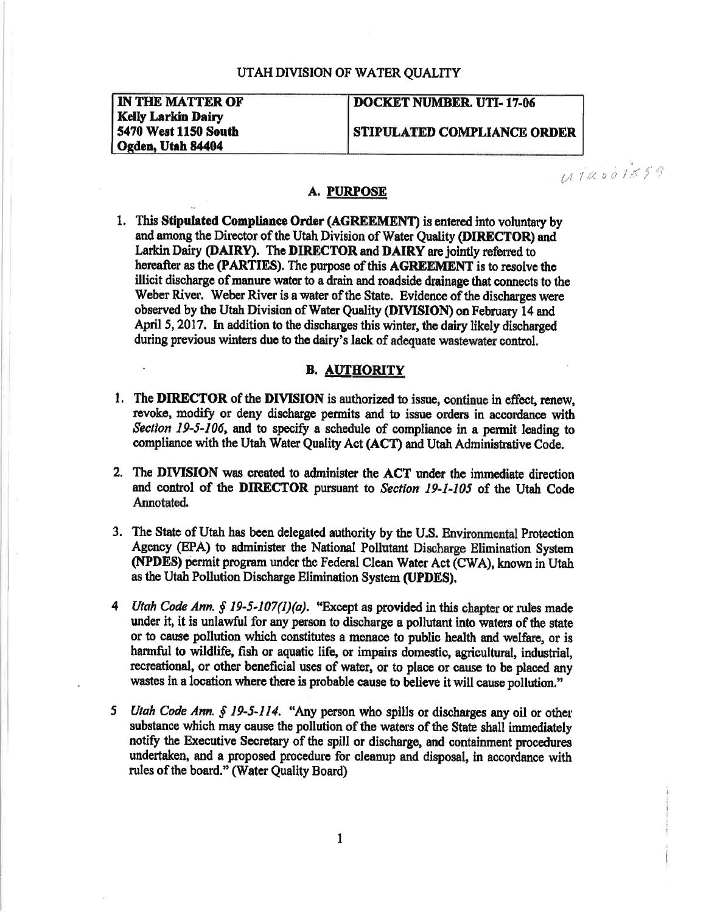UTAH DIVISION OF WATER QUALITY

| IN THE MATTER OF Kelly Larkin Dairy 5470 West 1150 South Ogden, Utah 84404 | DOCKET NUMBER. UTI- 17-06 STIPULATED COMPLIANCE ORDER |
| --- | --- |

UTA001559

## A. PURPOSE

1. This **Stipulated Compliance Order (AGREEMENT)** is entered into voluntary by and among the Director of the Utah Division of Water Quality **(DIRECTOR)** and Larkin Dairy **(DAIRY)**. The **DIRECTOR** and **DAIRY** are jointly referred to hereafter as the **(PARTIES)**. The purpose of this **AGREEMENT** is to resolve the illicit discharge of manure water to a drain and roadside drainage that connects to the Weber River. Weber River is a water of the State. Evidence of the discharges were observed by the Utah Division of Water Quality **(DIVISION)** on February 14 and April 5, 2017. In addition to the discharges this winter, the dairy likely discharged during previous winters due to the dairy's lack of adequate wastewater control.

## B. AUTHORITY

1. The **DIRECTOR** of the **DIVISION** is authorized to issue, continue in effect, renew, revoke, modify or deny discharge permits and to issue orders in accordance with *Section 19-5-106*, and to specify a schedule of compliance in a permit leading to compliance with the Utah Water Quality Act **(ACT)** and Utah Administrative Code.

2. The **DIVISION** was created to administer the **ACT** under the immediate direction and control of the **DIRECTOR** pursuant to *Section 19-1-105* of the Utah Code Annotated.

3. The State of Utah has been delegated authority by the U.S. Environmental Protection Agency (EPA) to administer the National Pollutant Discharge Elimination System **(NPDES)** permit program under the Federal Clean Water Act (CWA), known in Utah as the Utah Pollution Discharge Elimination System **(UPDES)**.

4 *Utah Code Ann. § 19-5-107(1)(a)*. "Except as provided in this chapter or rules made under it, it is unlawful for any person to discharge a pollutant into waters of the state or to cause pollution which constitutes a menace to public health and welfare, or is harmful to wildlife, fish or aquatic life, or impairs domestic, agricultural, industrial, recreational, or other beneficial uses of water, or to place or cause to be placed any wastes in a location where there is probable cause to believe it will cause pollution."

5 *Utah Code Ann. § 19-5-114*. "Any person who spills or discharges any oil or other substance which may cause the pollution of the waters of the State shall immediately notify the Executive Secretary of the spill or discharge, and containment procedures undertaken, and a proposed procedure for cleanup and disposal, in accordance with rules of the board." (Water Quality Board)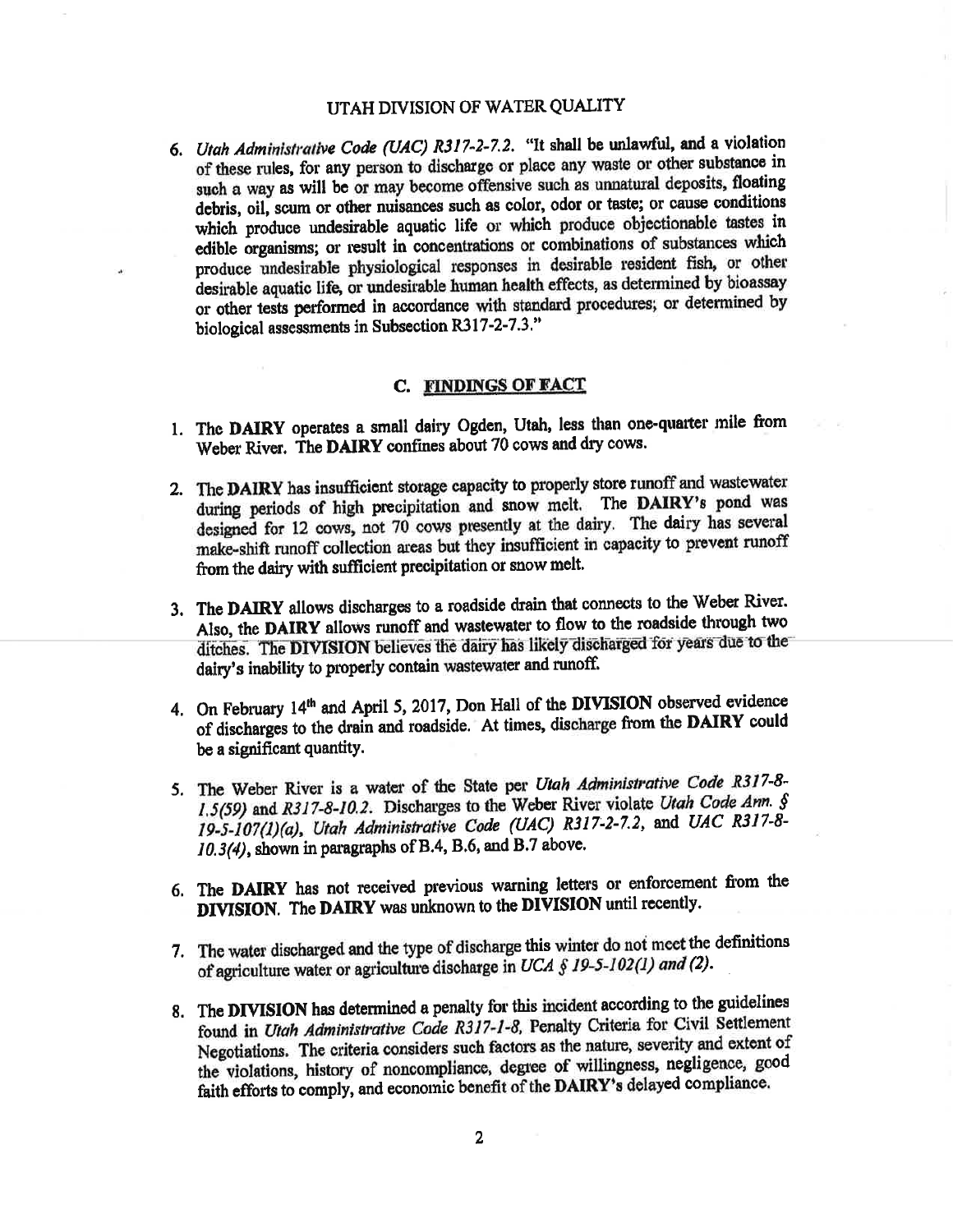UTAH DIVISION OF WATER QUALITY

6. *Utah Administrative Code (UAC) R317-2-7.2.* "It shall be unlawful, and a violation of these rules, for any person to discharge or place any waste or other substance in such a way as will be or may become offensive such as unnatural deposits, floating debris, oil, scum or other nuisances such as color, odor or taste; or cause conditions which produce undesirable aquatic life or which produce objectionable tastes in edible organisms; or result in concentrations or combinations of substances which produce undesirable physiological responses in desirable resident fish, or other desirable aquatic life, or undesirable human health effects, as determined by bioassay or other tests performed in accordance with standard procedures; or determined by biological assessments in Subsection R317-2-7.3."

## C. FINDINGS OF FACT

1. The **DAIRY** operates a small dairy Ogden, Utah, less than one-quarter mile from Weber River. The **DAIRY** confines about 70 cows and dry cows.

2. The **DAIRY** has insufficient storage capacity to properly store runoff and wastewater during periods of high precipitation and snow melt. The **DAIRY**'s pond was designed for 12 cows, not 70 cows presently at the dairy. The dairy has several make-shift runoff collection areas but they insufficient in capacity to prevent runoff from the dairy with sufficient precipitation or snow melt.

3. The **DAIRY** allows discharges to a roadside drain that connects to the Weber River. Also, the **DAIRY** allows runoff and wastewater to flow to the roadside through two ditches. The **DIVISION** believes the dairy has likely discharged for years due to the dairy's inability to properly contain wastewater and runoff.

4. On February 14th and April 5, 2017, Don Hall of the **DIVISION** observed evidence of discharges to the drain and roadside. At times, discharge from the **DAIRY** could be a significant quantity.

5. The Weber River is a water of the State per *Utah Administrative Code R317-8-1.5(59)* and *R317-8-10.2*. Discharges to the Weber River violate *Utah Code Ann. § 19-5-107(1)(a)*, *Utah Administrative Code (UAC) R317-2-7.2*, and *UAC R317-8-10.3(4)*, shown in paragraphs of B.4, B.6, and B.7 above.

6. The **DAIRY** has not received previous warning letters or enforcement from the **DIVISION**. The **DAIRY** was unknown to the **DIVISION** until recently.

7. The water discharged and the type of discharge this winter do not meet the definitions of agriculture water or agriculture discharge in *UCA § 19-5-102(1) and (2)*.

8. The **DIVISION** has determined a penalty for this incident according to the guidelines found in *Utah Administrative Code R317-1-8*, Penalty Criteria for Civil Settlement Negotiations. The criteria considers such factors as the nature, severity and extent of the violations, history of noncompliance, degree of willingness, negligence, good faith efforts to comply, and economic benefit of the **DAIRY**'s delayed compliance.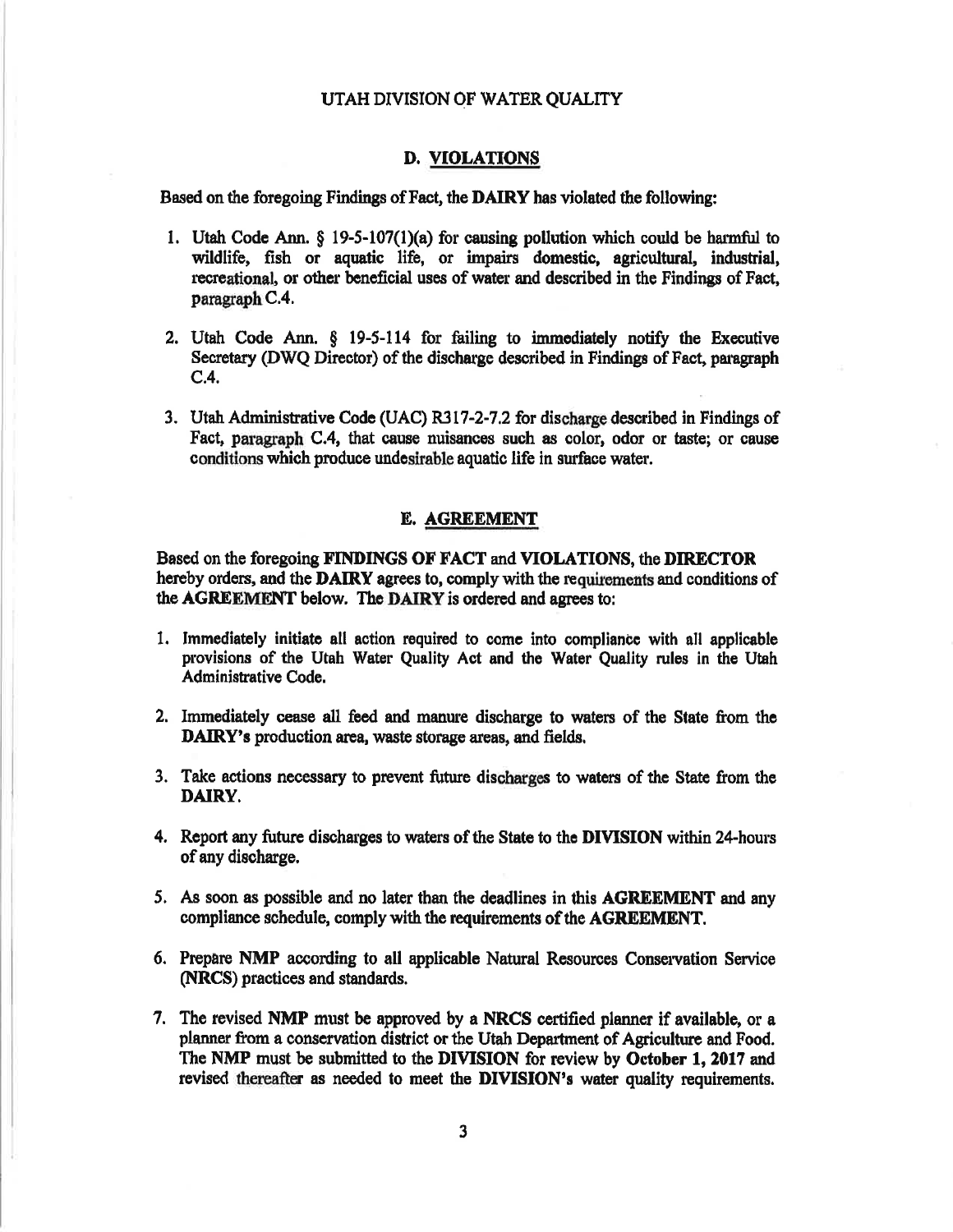UTAH DIVISION OF WATER QUALITY

## D. VIOLATIONS

Based on the foregoing Findings of Fact, the **DAIRY** has violated the following:

1. Utah Code Ann. § 19-5-107(1)(a) for causing pollution which could be harmful to wildlife, fish or aquatic life, or impairs domestic, agricultural, industrial, recreational, or other beneficial uses of water and described in the Findings of Fact, paragraph C.4.
2. Utah Code Ann. § 19-5-114 for failing to immediately notify the Executive Secretary (DWQ Director) of the discharge described in Findings of Fact, paragraph C.4.
3. Utah Administrative Code (UAC) R317-2-7.2 for discharge described in Findings of Fact, paragraph C.4, that cause nuisances such as color, odor or taste; or cause conditions which produce undesirable aquatic life in surface water.

## E. AGREEMENT

Based on the foregoing **FINDINGS OF FACT** and **VIOLATIONS**, the **DIRECTOR** hereby orders, and the **DAIRY** agrees to, comply with the requirements and conditions of the **AGREEMENT** below. The **DAIRY** is ordered and agrees to:

1. Immediately initiate all action required to come into compliance with all applicable provisions of the Utah Water Quality Act and the Water Quality rules in the Utah Administrative Code.
2. Immediately cease all feed and manure discharge to waters of the State from the **DAIRY's** production area, waste storage areas, and fields.
3. Take actions necessary to prevent future discharges to waters of the State from the **DAIRY**.
4. Report any future discharges to waters of the State to the **DIVISION** within 24-hours of any discharge.
5. As soon as possible and no later than the deadlines in this **AGREEMENT** and any compliance schedule, comply with the requirements of the **AGREEMENT**.
6. Prepare **NMP** according to all applicable Natural Resources Conservation Service (**NRCS**) practices and standards.
7. The revised **NMP** must be approved by a **NRCS** certified planner if available, or a planner from a conservation district or the Utah Department of Agriculture and Food. The **NMP** must be submitted to the **DIVISION** for review by **October 1, 2017** and revised thereafter as needed to meet the **DIVISION's** water quality requirements.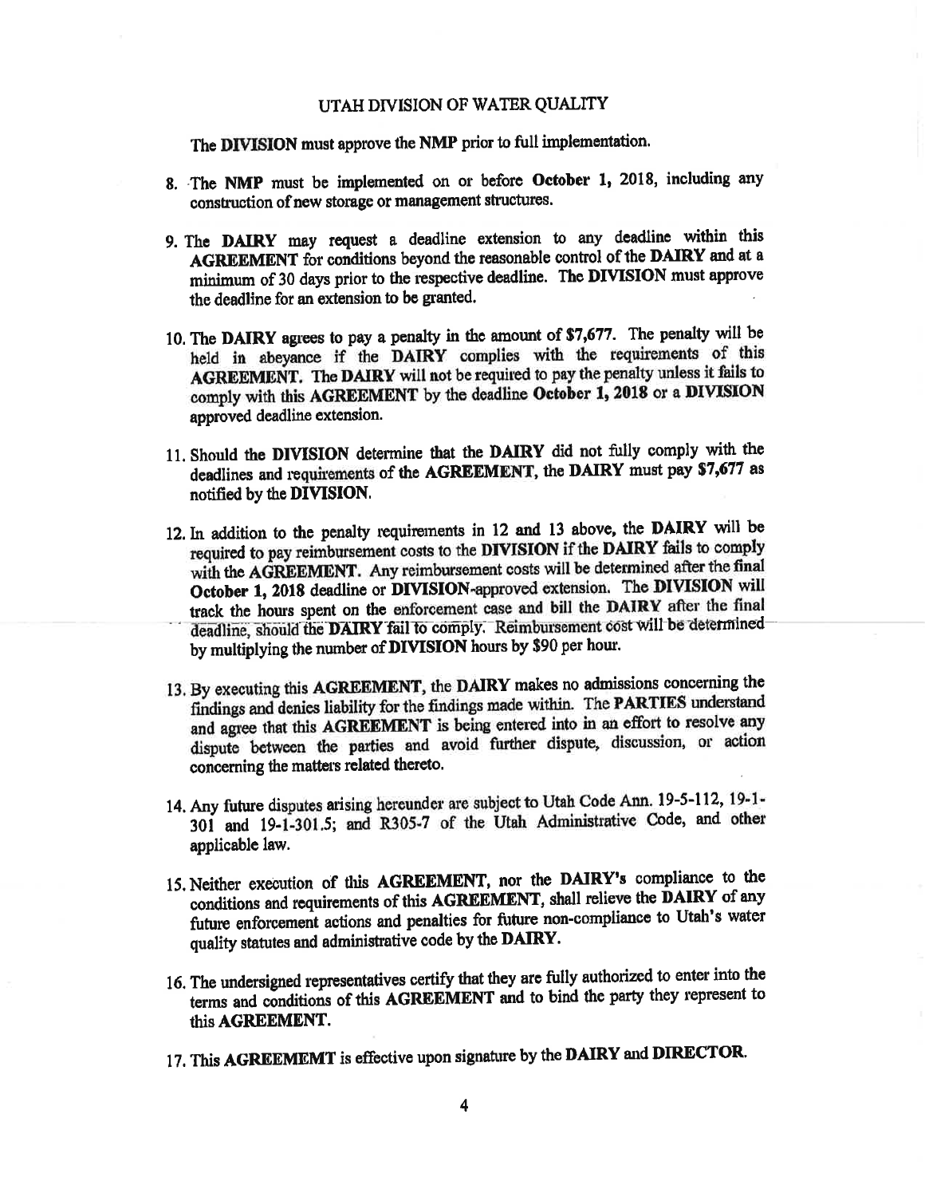UTAH DIVISION OF WATER QUALITY

The **DIVISION** must approve the **NMP** prior to full implementation.

8. The **NMP** must be implemented on or before **October 1,** 2018, including any construction of new storage or management structures.

9. The **DAIRY** may request a deadline extension to any deadline within this **AGREEMENT** for conditions beyond the reasonable control of the **DAIRY** and at a minimum of 30 days prior to the respective deadline. The **DIVISION** must approve the deadline for an extension to be granted.

10. The **DAIRY** agrees to pay a penalty in the amount of **$7,677**. The penalty will be held in abeyance if the **DAIRY** complies with the requirements of this **AGREEMENT.** The **DAIRY** will not be required to pay the penalty unless it fails to comply with this **AGREEMENT** by the deadline **October 1, 2018** or a **DIVISION** approved deadline extension.

11. Should the **DIVISION** determine that the **DAIRY** did not fully comply with the deadlines and requirements of the **AGREEMENT**, the **DAIRY** must pay **$7,677** as notified by the **DIVISION**.

12. In addition to the penalty requirements in 12 and 13 above, the **DAIRY** will be required to pay reimbursement costs to the **DIVISION** if the **DAIRY** fails to comply with the **AGREEMENT**. Any reimbursement costs will be determined after the **final October 1, 2018** deadline or **DIVISION**-approved extension. The **DIVISION** will track the hours spent on the enforcement case and bill the **DAIRY** after the final deadline, should the **DAIRY** fail to comply. Reimbursement cost will be determined by multiplying the number of **DIVISION** hours by $90 per hour.

13. By executing this **AGREEMENT**, the **DAIRY** makes no admissions concerning the findings and denies liability for the findings made within. The **PARTIES** understand and agree that this **AGREEMENT** is being entered into in an effort to resolve any dispute between the parties and avoid further dispute, discussion, or action concerning the matters related thereto.

14. Any future disputes arising hereunder are subject to Utah Code Ann. 19-5-112, 19-1-301 and 19-1-301.5; and R305-7 of the Utah Administrative Code, and other applicable law.

15. Neither execution of this **AGREEMENT**, nor the **DAIRY's** compliance to the conditions and requirements of this **AGREEMENT**, shall relieve the **DAIRY** of any future enforcement actions and penalties for future non-compliance to Utah's water quality statutes and administrative code by the **DAIRY**.

16. The undersigned representatives certify that they are fully authorized to enter into the terms and conditions of this **AGREEMENT** and to bind the party they represent to this **AGREEMENT**.

17. This **AGREEMEMT** is effective upon signature by the **DAIRY** and **DIRECTOR**.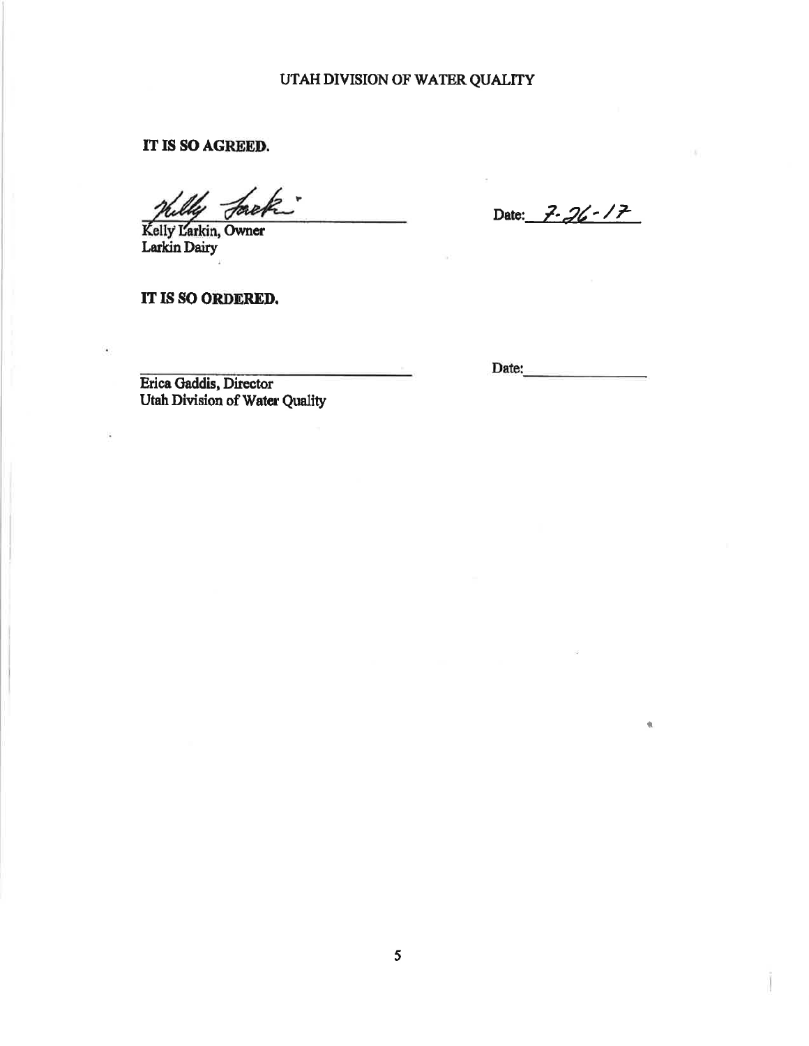UTAH DIVISION OF WATER QUALITY

**IT IS SO AGREED.**

Kelly Larkin

Kelly Larkin, Owner
Larkin Dairy

Date: 7-26-17

**IT IS SO ORDERED.**

______________________________

Erica Gaddis, Director
Utah Division of Water Quality

Date: ______________